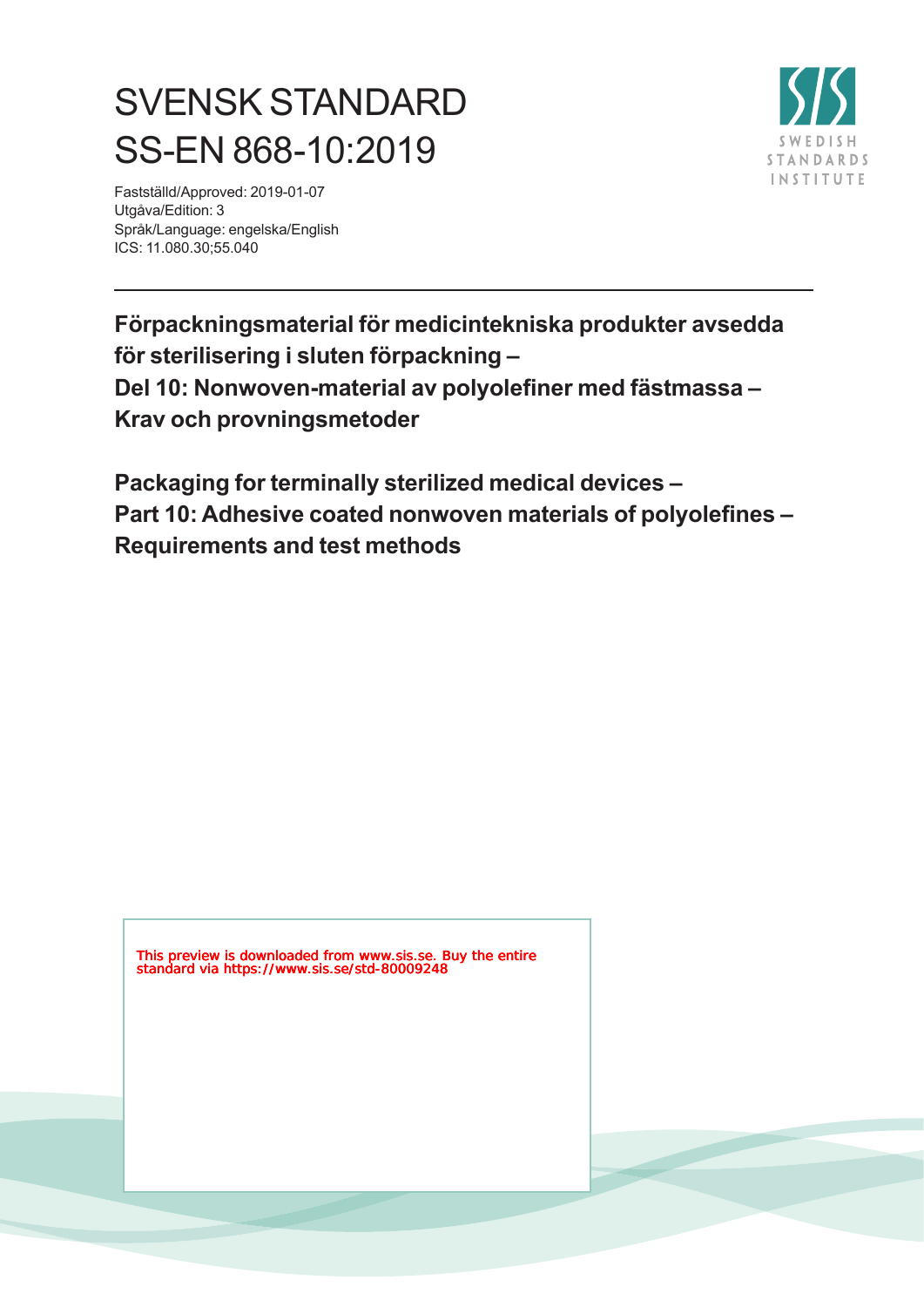# SVENSK STANDARD
# SS-EN 868-10:2019

Fastställd/Approved: 2019-01-07
Utgåva/Edition: 3
Språk/Language: engelska/English
ICS: 11.080.30;55.040

SWEDISH STANDARDS INSTITUTE

---

**Förpackningsmaterial för medicintekniska produkter avsedda för sterilisering i sluten förpackning –**
**Del 10: Nonwoven-material av polyolefiner med fästmassa –**
**Krav och provningsmetoder**

**Packaging for terminally sterilized medical devices –**
**Part 10: Adhesive coated nonwoven materials of polyolefines –**
**Requirements and test methods**

This preview is downloaded from www.sis.se. Buy the entire standard via https://www.sis.se/std-80009248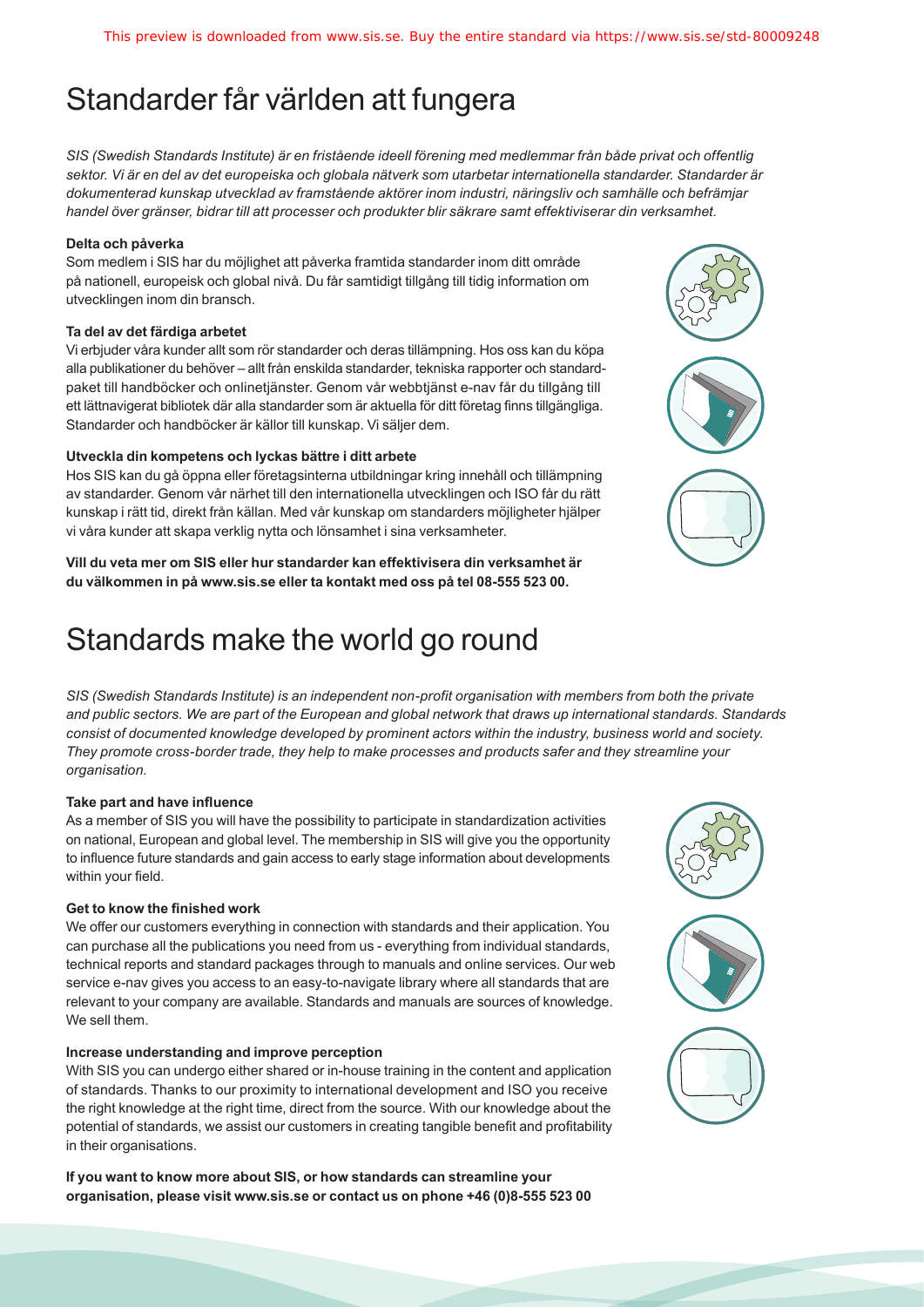# Standarder får världen att fungera

*SIS (Swedish Standards Institute) är en fristående ideell förening med medlemmar från både privat och offentlig sektor. Vi är en del av det europeiska och globala nätverk som utarbetar internationella standarder. Standarder är dokumenterad kunskap utvecklad av framstående aktörer inom industri, näringsliv och samhälle och befrämjar handel över gränser, bidrar till att processer och produkter blir säkrare samt effektiviserar din verksamhet.*

**Delta och påverka**

Som medlem i SIS har du möjlighet att påverka framtida standarder inom ditt område på nationell, europeisk och global nivå. Du får samtidigt tillgång till tidig information om utvecklingen inom din bransch.

**Ta del av det färdiga arbetet**

Vi erbjuder våra kunder allt som rör standarder och deras tillämpning. Hos oss kan du köpa alla publikationer du behöver – allt från enskilda standarder, tekniska rapporter och standardpaket till handböcker och onlinetjänster. Genom vår webbtjänst e-nav får du tillgång till ett lättnavigerat bibliotek där alla standarder som är aktuella för ditt företag finns tillgängliga. Standarder och handböcker är källor till kunskap. Vi säljer dem.

**Utveckla din kompetens och lyckas bättre i ditt arbete**

Hos SIS kan du gå öppna eller företagsinterna utbildningar kring innehåll och tillämpning av standarder. Genom vår närhet till den internationella utvecklingen och ISO får du rätt kunskap i rätt tid, direkt från källan. Med vår kunskap om standarders möjligheter hjälper vi våra kunder att skapa verklig nytta och lönsamhet i sina verksamheter.

**Vill du veta mer om SIS eller hur standarder kan effektivisera din verksamhet är du välkommen in på www.sis.se eller ta kontakt med oss på tel 08-555 523 00.**

# Standards make the world go round

*SIS (Swedish Standards Institute) is an independent non-profit organisation with members from both the private and public sectors. We are part of the European and global network that draws up international standards. Standards consist of documented knowledge developed by prominent actors within the industry, business world and society. They promote cross-border trade, they help to make processes and products safer and they streamline your organisation.*

**Take part and have influence**

As a member of SIS you will have the possibility to participate in standardization activities on national, European and global level. The membership in SIS will give you the opportunity to influence future standards and gain access to early stage information about developments within your field.

**Get to know the finished work**

We offer our customers everything in connection with standards and their application. You can purchase all the publications you need from us - everything from individual standards, technical reports and standard packages through to manuals and online services. Our web service e-nav gives you access to an easy-to-navigate library where all standards that are relevant to your company are available. Standards and manuals are sources of knowledge. We sell them.

**Increase understanding and improve perception**

With SIS you can undergo either shared or in-house training in the content and application of standards. Thanks to our proximity to international development and ISO you receive the right knowledge at the right time, direct from the source. With our knowledge about the potential of standards, we assist our customers in creating tangible benefit and profitability in their organisations.

**If you want to know more about SIS, or how standards can streamline your organisation, please visit www.sis.se or contact us on phone +46 (0)8-555 523 00**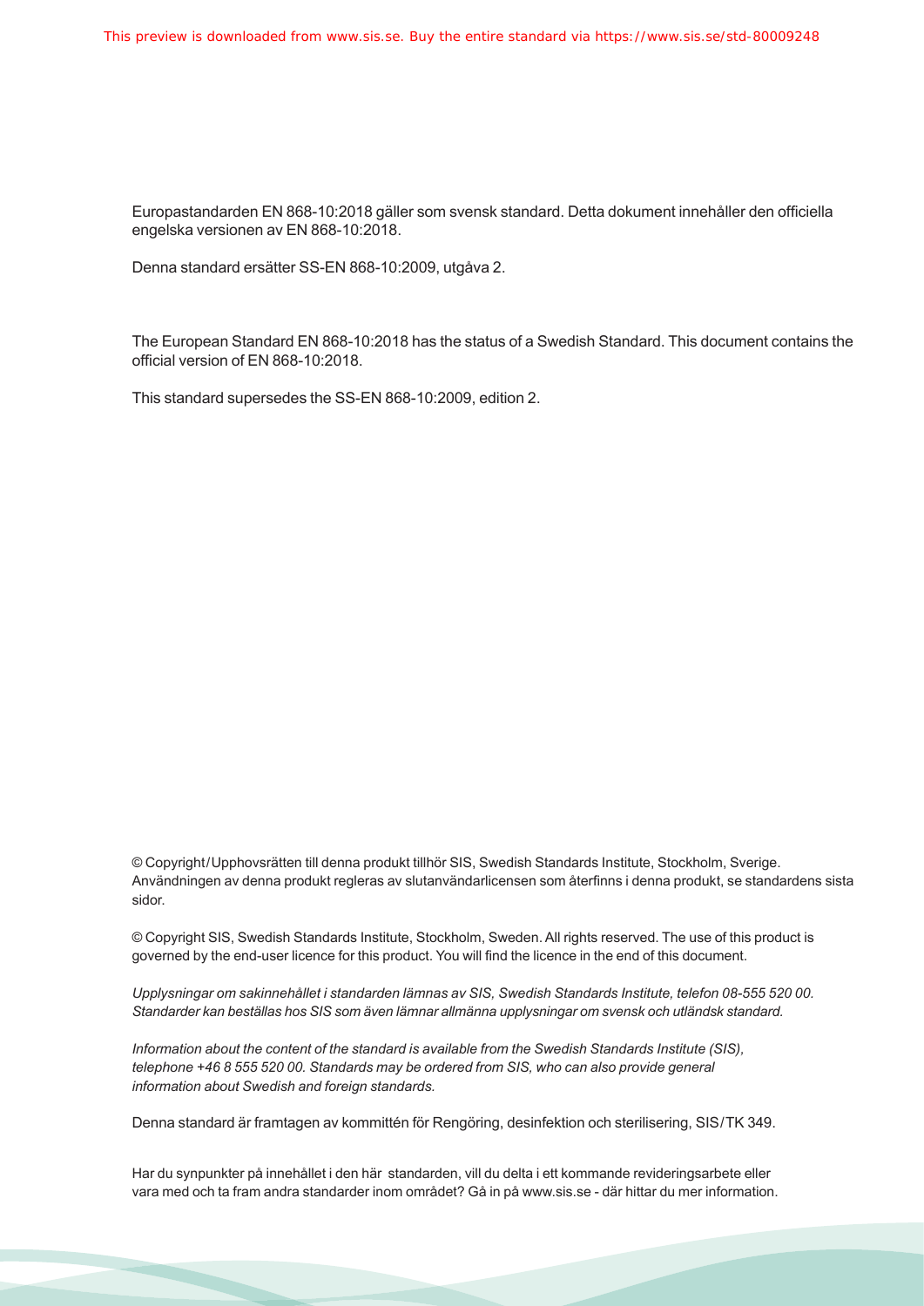Europastandarden EN 868-10:2018 gäller som svensk standard. Detta dokument innehåller den officiella engelska versionen av EN 868-10:2018.

Denna standard ersätter SS-EN 868-10:2009, utgåva 2.

The European Standard EN 868-10:2018 has the status of a Swedish Standard. This document contains the official version of EN 868-10:2018.

This standard supersedes the SS-EN 868-10:2009, edition 2.

© Copyright/Upphovsrätten till denna produkt tillhör SIS, Swedish Standards Institute, Stockholm, Sverige. Användningen av denna produkt regleras av slutanvändarlicensen som återfinns i denna produkt, se standardens sista sidor.

© Copyright SIS, Swedish Standards Institute, Stockholm, Sweden. All rights reserved. The use of this product is governed by the end-user licence for this product. You will find the licence in the end of this document.

*Upplysningar om sakinnehållet i standarden lämnas av SIS, Swedish Standards Institute, telefon 08-555 520 00. Standarder kan beställas hos SIS som även lämnar allmänna upplysningar om svensk och utländsk standard.*

*Information about the content of the standard is available from the Swedish Standards Institute (SIS), telephone +46 8 555 520 00. Standards may be ordered from SIS, who can also provide general information about Swedish and foreign standards.*

Denna standard är framtagen av kommittén för Rengöring, desinfektion och sterilisering, SIS/TK 349.

Har du synpunkter på innehållet i den här standarden, vill du delta i ett kommande revideringsarbete eller vara med och ta fram andra standarder inom området? Gå in på www.sis.se - där hittar du mer information.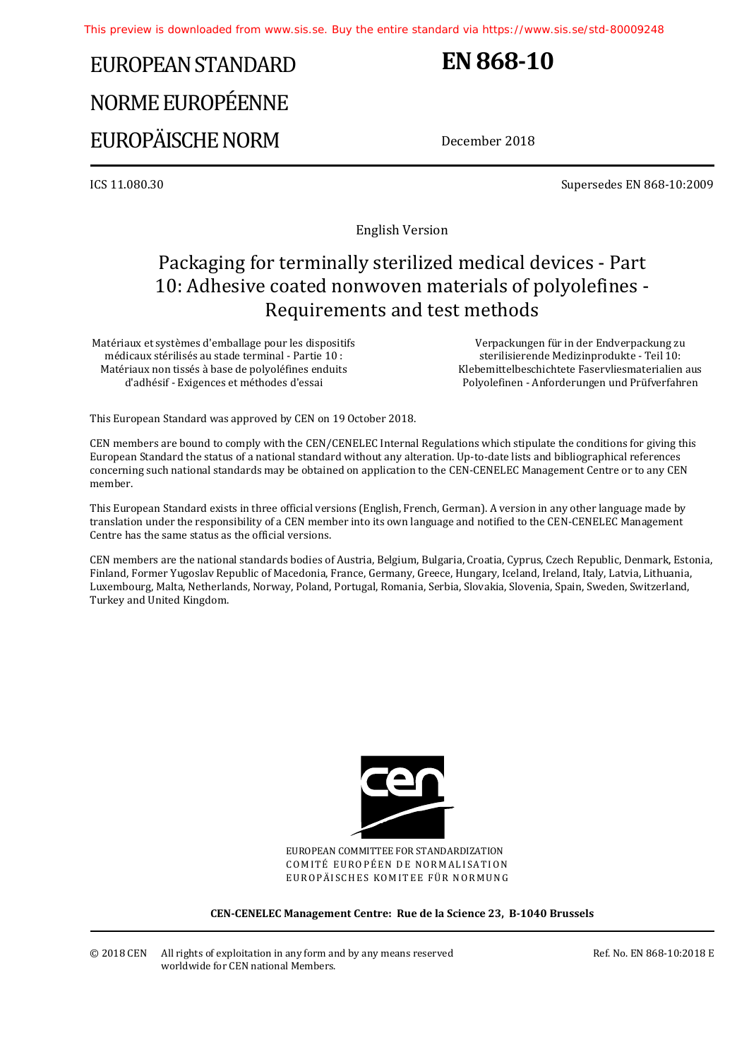This preview is downloaded from www.sis.se. Buy the entire standard via https://www.sis.se/std-80009248

# EUROPEAN STANDARD
# NORME EUROPÉENNE
# EUROPÄISCHE NORM

**EN 868-10**

December 2018

ICS 11.080.30

Supersedes EN 868-10:2009

English Version

## Packaging for terminally sterilized medical devices - Part 10: Adhesive coated nonwoven materials of polyolefines - Requirements and test methods

Matériaux et systèmes d'emballage pour les dispositifs médicaux stérilisés au stade terminal - Partie 10 : Matériaux non tissés à base de polyoléfines enduits d'adhésif - Exigences et méthodes d'essai

Verpackungen für in der Endverpackung zu sterilisierende Medizinprodukte - Teil 10: Klebemittelbeschichtete Faservliesmaterialien aus Polyolefinen - Anforderungen und Prüfverfahren

This European Standard was approved by CEN on 19 October 2018.

CEN members are bound to comply with the CEN/CENELEC Internal Regulations which stipulate the conditions for giving this European Standard the status of a national standard without any alteration. Up-to-date lists and bibliographical references concerning such national standards may be obtained on application to the CEN-CENELEC Management Centre or to any CEN member.

This European Standard exists in three official versions (English, French, German). A version in any other language made by translation under the responsibility of a CEN member into its own language and notified to the CEN-CENELEC Management Centre has the same status as the official versions.

CEN members are the national standards bodies of Austria, Belgium, Bulgaria, Croatia, Cyprus, Czech Republic, Denmark, Estonia, Finland, Former Yugoslav Republic of Macedonia, France, Germany, Greece, Hungary, Iceland, Ireland, Italy, Latvia, Lithuania, Luxembourg, Malta, Netherlands, Norway, Poland, Portugal, Romania, Serbia, Slovakia, Slovenia, Spain, Sweden, Switzerland, Turkey and United Kingdom.

EUROPEAN COMMITTEE FOR STANDARDIZATION
COMITÉ EUROPÉEN DE NORMALISATION
EUROPÄISCHES KOMITEE FÜR NORMUNG

**CEN-CENELEC Management Centre: Rue de la Science 23, B-1040 Brussels**

© 2018 CEN All rights of exploitation in any form and by any means reserved worldwide for CEN national Members.

Ref. No. EN 868-10:2018 E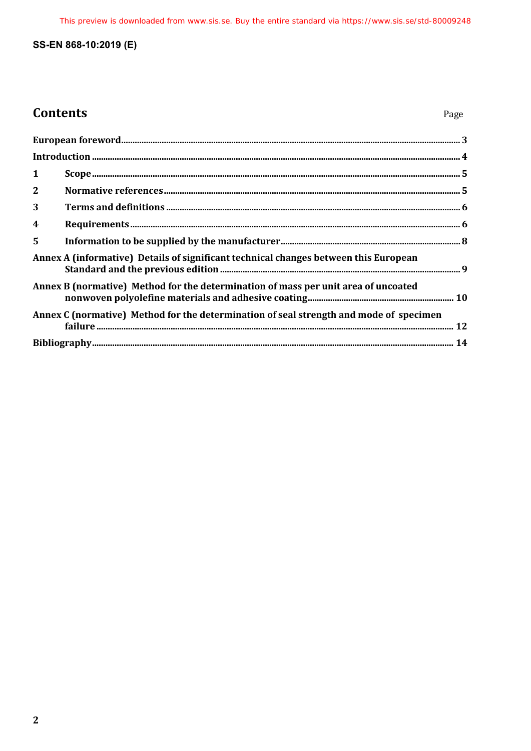# Contents

Page

European foreword ... 3

Introduction ... 4

1 Scope ... 5

2 Normative references ... 5

3 Terms and definitions ... 6

4 Requirements ... 6

5 Information to be supplied by the manufacturer ... 8

Annex A (informative) Details of significant technical changes between this European Standard and the previous edition ... 9

Annex B (normative) Method for the determination of mass per unit area of uncoated nonwoven polyolefine materials and adhesive coating ... 10

Annex C (normative) Method for the determination of seal strength and mode of specimen failure ... 12

Bibliography ... 14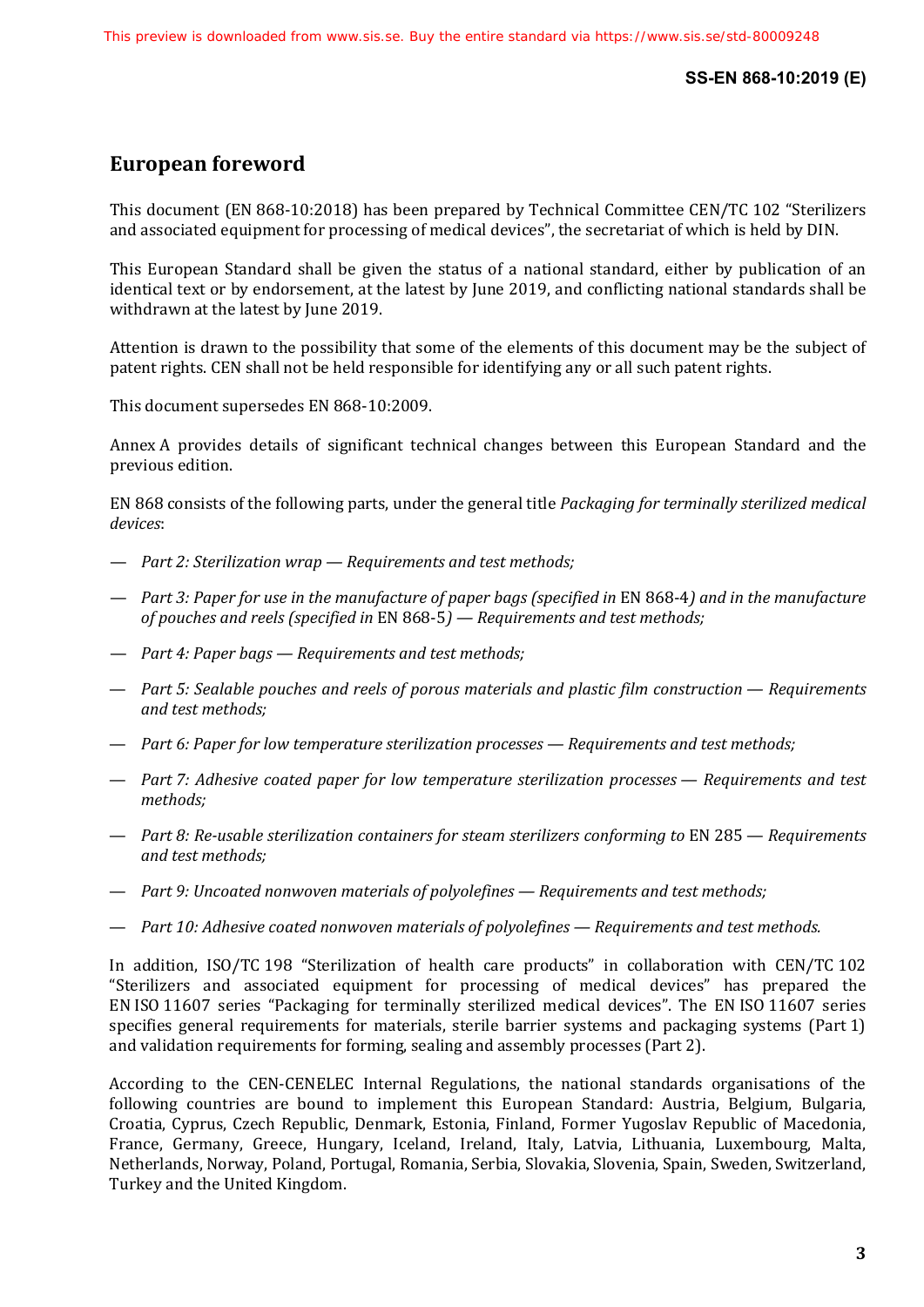# European foreword

This document (EN 868-10:2018) has been prepared by Technical Committee CEN/TC 102 "Sterilizers and associated equipment for processing of medical devices", the secretariat of which is held by DIN.

This European Standard shall be given the status of a national standard, either by publication of an identical text or by endorsement, at the latest by June 2019, and conflicting national standards shall be withdrawn at the latest by June 2019.

Attention is drawn to the possibility that some of the elements of this document may be the subject of patent rights. CEN shall not be held responsible for identifying any or all such patent rights.

This document supersedes EN 868-10:2009.

Annex A provides details of significant technical changes between this European Standard and the previous edition.

EN 868 consists of the following parts, under the general title *Packaging for terminally sterilized medical devices*:

— *Part 2: Sterilization wrap — Requirements and test methods;*

— *Part 3: Paper for use in the manufacture of paper bags (specified in* EN 868-4*) and in the manufacture of pouches and reels (specified in* EN 868-5*) — Requirements and test methods;*

— *Part 4: Paper bags — Requirements and test methods;*

— *Part 5: Sealable pouches and reels of porous materials and plastic film construction — Requirements and test methods;*

— *Part 6: Paper for low temperature sterilization processes — Requirements and test methods;*

— *Part 7: Adhesive coated paper for low temperature sterilization processes — Requirements and test methods;*

— *Part 8: Re-usable sterilization containers for steam sterilizers conforming to* EN 285 *— Requirements and test methods;*

— *Part 9: Uncoated nonwoven materials of polyolefines — Requirements and test methods;*

— *Part 10: Adhesive coated nonwoven materials of polyolefines — Requirements and test methods.*

In addition, ISO/TC 198 "Sterilization of health care products" in collaboration with CEN/TC 102 "Sterilizers and associated equipment for processing of medical devices" has prepared the EN ISO 11607 series "Packaging for terminally sterilized medical devices". The EN ISO 11607 series specifies general requirements for materials, sterile barrier systems and packaging systems (Part 1) and validation requirements for forming, sealing and assembly processes (Part 2).

According to the CEN-CENELEC Internal Regulations, the national standards organisations of the following countries are bound to implement this European Standard: Austria, Belgium, Bulgaria, Croatia, Cyprus, Czech Republic, Denmark, Estonia, Finland, Former Yugoslav Republic of Macedonia, France, Germany, Greece, Hungary, Iceland, Ireland, Italy, Latvia, Lithuania, Luxembourg, Malta, Netherlands, Norway, Poland, Portugal, Romania, Serbia, Slovakia, Slovenia, Spain, Sweden, Switzerland, Turkey and the United Kingdom.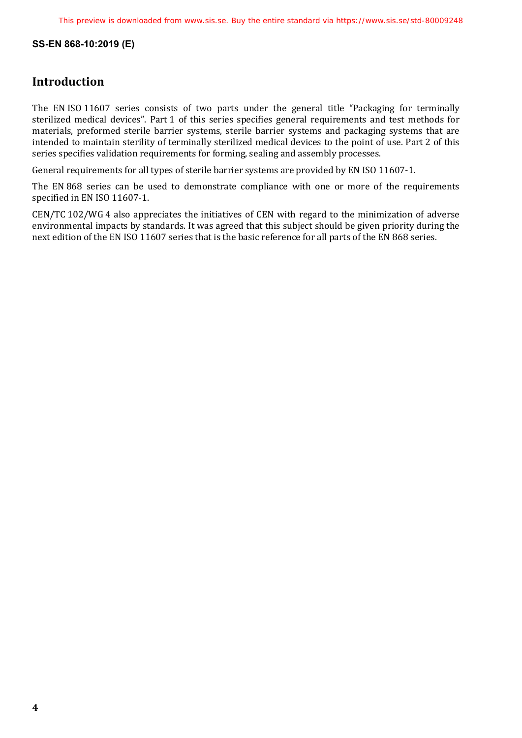## Introduction

The EN ISO 11607 series consists of two parts under the general title "Packaging for terminally sterilized medical devices". Part 1 of this series specifies general requirements and test methods for materials, preformed sterile barrier systems, sterile barrier systems and packaging systems that are intended to maintain sterility of terminally sterilized medical devices to the point of use. Part 2 of this series specifies validation requirements for forming, sealing and assembly processes.

General requirements for all types of sterile barrier systems are provided by EN ISO 11607-1.

The EN 868 series can be used to demonstrate compliance with one or more of the requirements specified in EN ISO 11607-1.

CEN/TC 102/WG 4 also appreciates the initiatives of CEN with regard to the minimization of adverse environmental impacts by standards. It was agreed that this subject should be given priority during the next edition of the EN ISO 11607 series that is the basic reference for all parts of the EN 868 series.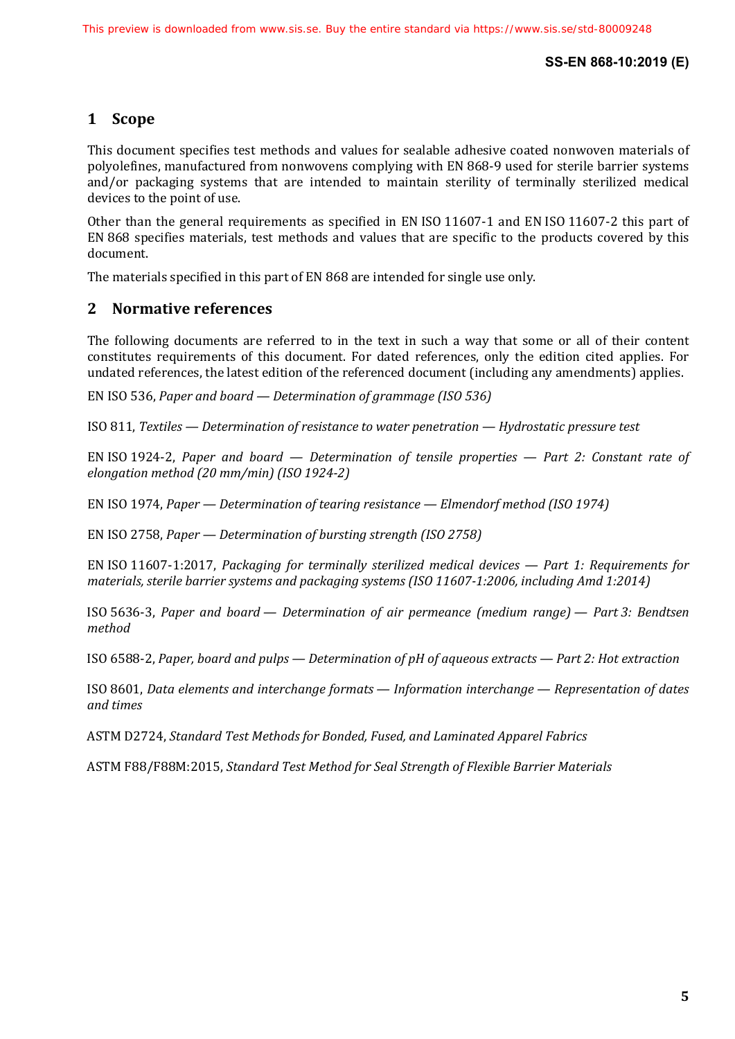## 1 Scope

This document specifies test methods and values for sealable adhesive coated nonwoven materials of polyolefines, manufactured from nonwovens complying with EN 868-9 used for sterile barrier systems and/or packaging systems that are intended to maintain sterility of terminally sterilized medical devices to the point of use.

Other than the general requirements as specified in EN ISO 11607-1 and EN ISO 11607-2 this part of EN 868 specifies materials, test methods and values that are specific to the products covered by this document.

The materials specified in this part of EN 868 are intended for single use only.

## 2 Normative references

The following documents are referred to in the text in such a way that some or all of their content constitutes requirements of this document. For dated references, only the edition cited applies. For undated references, the latest edition of the referenced document (including any amendments) applies.

EN ISO 536, *Paper and board — Determination of grammage (ISO 536)*

ISO 811, *Textiles — Determination of resistance to water penetration — Hydrostatic pressure test*

EN ISO 1924-2, *Paper and board — Determination of tensile properties — Part 2: Constant rate of elongation method (20 mm/min) (ISO 1924-2)*

EN ISO 1974, *Paper — Determination of tearing resistance — Elmendorf method (ISO 1974)*

EN ISO 2758, *Paper — Determination of bursting strength (ISO 2758)*

EN ISO 11607-1:2017, *Packaging for terminally sterilized medical devices — Part 1: Requirements for materials, sterile barrier systems and packaging systems (ISO 11607-1:2006, including Amd 1:2014)*

ISO 5636-3, *Paper and board — Determination of air permeance (medium range) — Part 3: Bendtsen method*

ISO 6588-2, *Paper, board and pulps — Determination of pH of aqueous extracts — Part 2: Hot extraction*

ISO 8601, *Data elements and interchange formats — Information interchange — Representation of dates and times*

ASTM D2724, *Standard Test Methods for Bonded, Fused, and Laminated Apparel Fabrics*

ASTM F88/F88M:2015, *Standard Test Method for Seal Strength of Flexible Barrier Materials*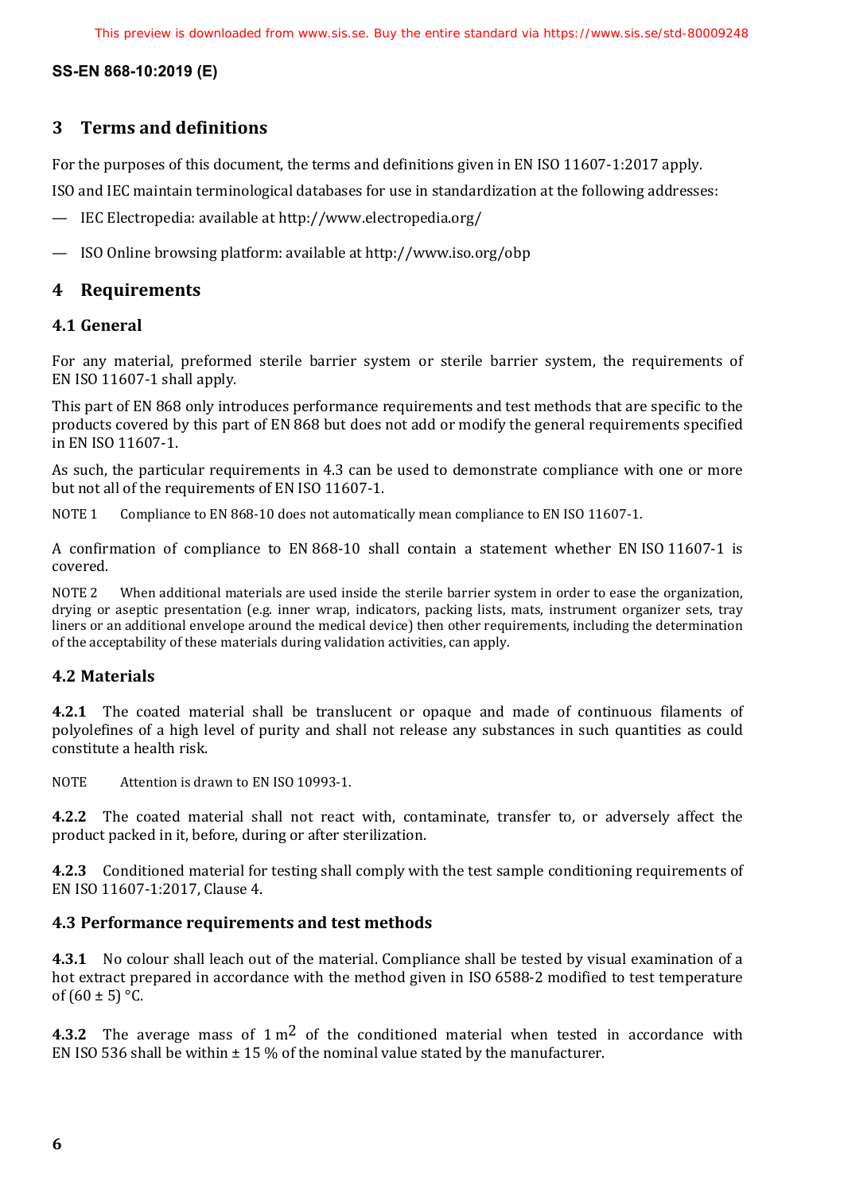## 3 Terms and definitions

For the purposes of this document, the terms and definitions given in EN ISO 11607-1:2017 apply.

ISO and IEC maintain terminological databases for use in standardization at the following addresses:

— IEC Electropedia: available at http://www.electropedia.org/

— ISO Online browsing platform: available at http://www.iso.org/obp

## 4 Requirements

### 4.1 General

For any material, preformed sterile barrier system or sterile barrier system, the requirements of EN ISO 11607-1 shall apply.

This part of EN 868 only introduces performance requirements and test methods that are specific to the products covered by this part of EN 868 but does not add or modify the general requirements specified in EN ISO 11607-1.

As such, the particular requirements in 4.3 can be used to demonstrate compliance with one or more but not all of the requirements of EN ISO 11607-1.

NOTE 1 Compliance to EN 868-10 does not automatically mean compliance to EN ISO 11607-1.

A confirmation of compliance to EN 868-10 shall contain a statement whether EN ISO 11607-1 is covered.

NOTE 2 When additional materials are used inside the sterile barrier system in order to ease the organization, drying or aseptic presentation (e.g. inner wrap, indicators, packing lists, mats, instrument organizer sets, tray liners or an additional envelope around the medical device) then other requirements, including the determination of the acceptability of these materials during validation activities, can apply.

### 4.2 Materials

**4.2.1** The coated material shall be translucent or opaque and made of continuous filaments of polyolefines of a high level of purity and shall not release any substances in such quantities as could constitute a health risk.

NOTE Attention is drawn to EN ISO 10993-1.

**4.2.2** The coated material shall not react with, contaminate, transfer to, or adversely affect the product packed in it, before, during or after sterilization.

**4.2.3** Conditioned material for testing shall comply with the test sample conditioning requirements of EN ISO 11607-1:2017, Clause 4.

### 4.3 Performance requirements and test methods

**4.3.1** No colour shall leach out of the material. Compliance shall be tested by visual examination of a hot extract prepared in accordance with the method given in ISO 6588-2 modified to test temperature of (60 ± 5) °C.

**4.3.2** The average mass of 1 $m^2$ of the conditioned material when tested in accordance with EN ISO 536 shall be within ± 15 % of the nominal value stated by the manufacturer.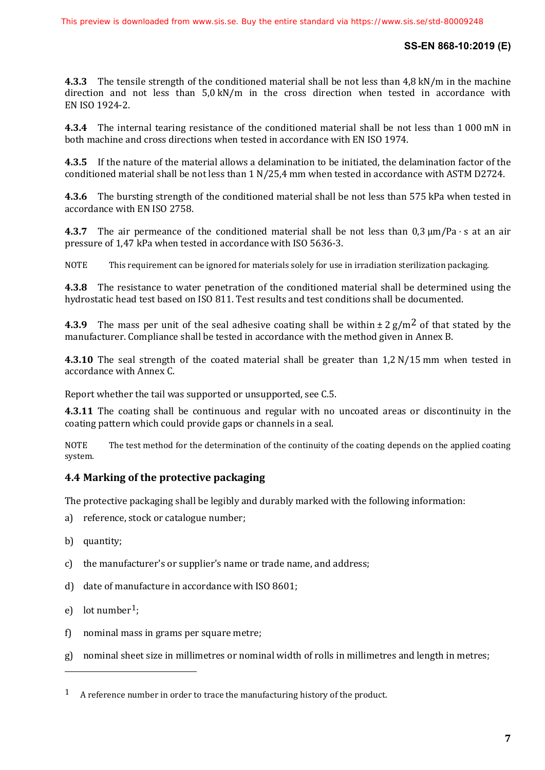**4.3.3** The tensile strength of the conditioned material shall be not less than 4,8 kN/m in the machine direction and not less than 5,0 kN/m in the cross direction when tested in accordance with EN ISO 1924-2.

**4.3.4** The internal tearing resistance of the conditioned material shall be not less than 1 000 mN in both machine and cross directions when tested in accordance with EN ISO 1974.

**4.3.5** If the nature of the material allows a delamination to be initiated, the delamination factor of the conditioned material shall be not less than 1 N/25,4 mm when tested in accordance with ASTM D2724.

**4.3.6** The bursting strength of the conditioned material shall be not less than 575 kPa when tested in accordance with EN ISO 2758.

**4.3.7** The air permeance of the conditioned material shall be not less than 0,3 µm/Pa · s at an air pressure of 1,47 kPa when tested in accordance with ISO 5636-3.

NOTE This requirement can be ignored for materials solely for use in irradiation sterilization packaging.

**4.3.8** The resistance to water penetration of the conditioned material shall be determined using the hydrostatic head test based on ISO 811. Test results and test conditions shall be documented.

**4.3.9** The mass per unit of the seal adhesive coating shall be within ± 2 $g/m^2$ of that stated by the manufacturer. Compliance shall be tested in accordance with the method given in Annex B.

**4.3.10** The seal strength of the coated material shall be greater than 1,2 N/15 mm when tested in accordance with Annex C.

Report whether the tail was supported or unsupported, see C.5.

**4.3.11** The coating shall be continuous and regular with no uncoated areas or discontinuity in the coating pattern which could provide gaps or channels in a seal.

NOTE The test method for the determination of the continuity of the coating depends on the applied coating system.

### 4.4 Marking of the protective packaging

The protective packaging shall be legibly and durably marked with the following information:

a) reference, stock or catalogue number;

b) quantity;

c) the manufacturer's or supplier's name or trade name, and address;

d) date of manufacture in accordance with ISO 8601;

e) lot number[1];

f) nominal mass in grams per square metre;

g) nominal sheet size in millimetres or nominal width of rolls in millimetres and length in metres;

[1] A reference number in order to trace the manufacturing history of the product.